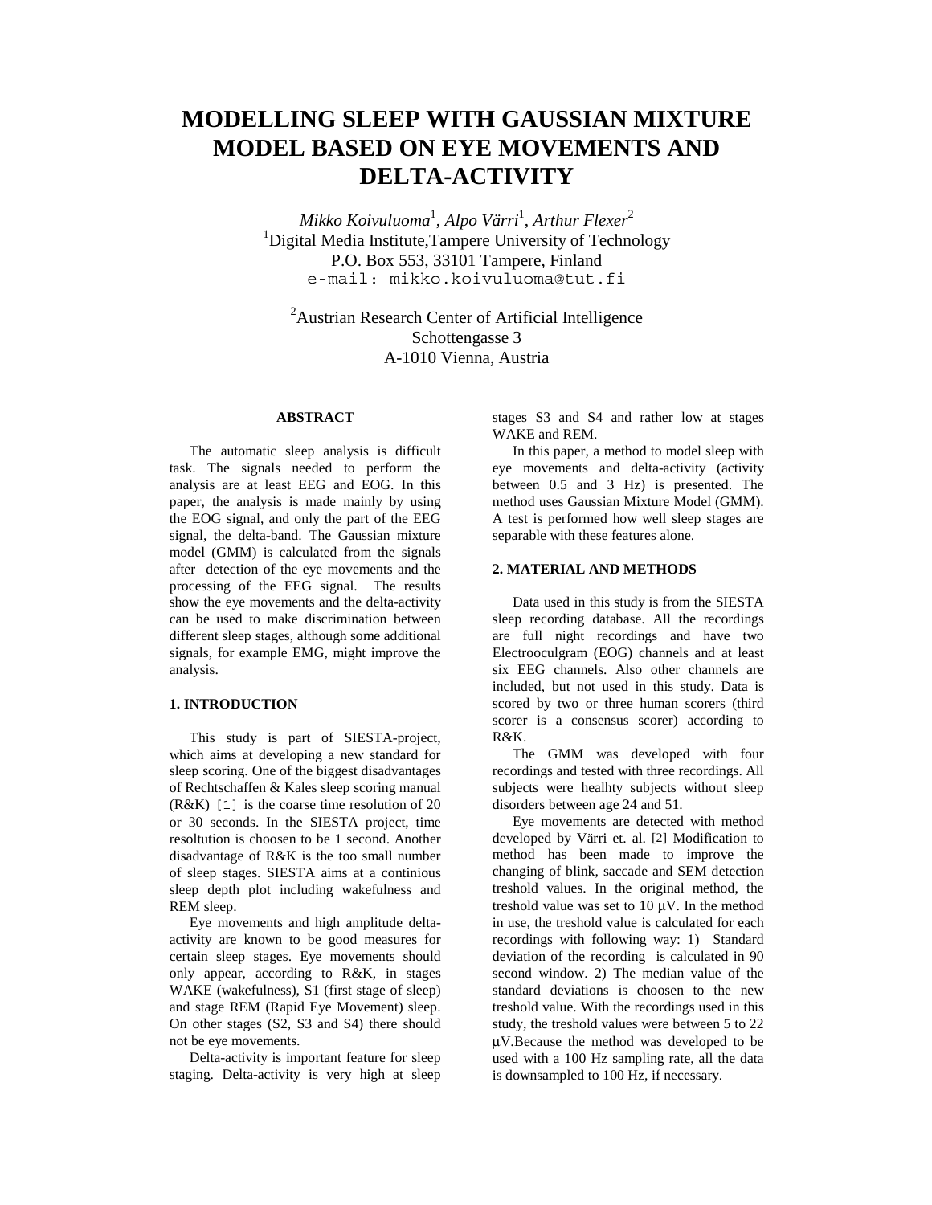# MODELLING SLEEP WITH GAUSSIAN MIXTURE MODEL BASED ON EYE MOVEMENTS AND DELTA-ACTIVITY

*Mikko Koivuluoma*[1], *Alpo Värri*[1], *Arthur Flexer*[2]

[1]Digital Media Institute,Tampere University of Technology
P.O. Box 553, 33101 Tampere, Finland
e-mail: mikko.koivuluoma@tut.fi

[2]Austrian Research Center of Artificial Intelligence
Schottengasse 3
A-1010 Vienna, Austria

### ABSTRACT

The automatic sleep analysis is difficult task. The signals needed to perform the analysis are at least EEG and EOG. In this paper, the analysis is made mainly by using the EOG signal, and only the part of the EEG signal, the delta-band. The Gaussian mixture model (GMM) is calculated from the signals after detection of the eye movements and the processing of the EEG signal. The results show the eye movements and the delta-activity can be used to make discrimination between different sleep stages, although some additional signals, for example EMG, might improve the analysis.

## 1. INTRODUCTION

This study is part of SIESTA-project, which aims at developing a new standard for sleep scoring. One of the biggest disadvantages of Rechtschaffen & Kales sleep scoring manual (R&K) [1] is the coarse time resolution of 20 or 30 seconds. In the SIESTA project, time resoltution is choosen to be 1 second. Another disadvantage of R&K is the too small number of sleep stages. SIESTA aims at a continious sleep depth plot including wakefulness and REM sleep.

Eye movements and high amplitude delta-activity are known to be good measures for certain sleep stages. Eye movements should only appear, according to R&K, in stages WAKE (wakefulness), S1 (first stage of sleep) and stage REM (Rapid Eye Movement) sleep. On other stages (S2, S3 and S4) there should not be eye movements.

Delta-activity is important feature for sleep staging. Delta-activity is very high at sleep stages S3 and S4 and rather low at stages WAKE and REM.

In this paper, a method to model sleep with eye movements and delta-activity (activity between 0.5 and 3 Hz) is presented. The method uses Gaussian Mixture Model (GMM). A test is performed how well sleep stages are separable with these features alone.

## 2. MATERIAL AND METHODS

Data used in this study is from the SIESTA sleep recording database. All the recordings are full night recordings and have two Electrooculgram (EOG) channels and at least six EEG channels. Also other channels are included, but not used in this study. Data is scored by two or three human scorers (third scorer is a consensus scorer) according to R&K.

The GMM was developed with four recordings and tested with three recordings. All subjects were healhty subjects without sleep disorders between age 24 and 51.

Eye movements are detected with method developed by Värri et. al. [2] Modification to method has been made to improve the changing of blink, saccade and SEM detection treshold values. In the original method, the treshold value was set to 10 μV. In the method in use, the treshold value is calculated for each recordings with following way: 1) Standard deviation of the recording is calculated in 90 second window. 2) The median value of the standard deviations is choosen to the new treshold value. With the recordings used in this study, the treshold values were between 5 to 22 μV.Because the method was developed to be used with a 100 Hz sampling rate, all the data is downsampled to 100 Hz, if necessary.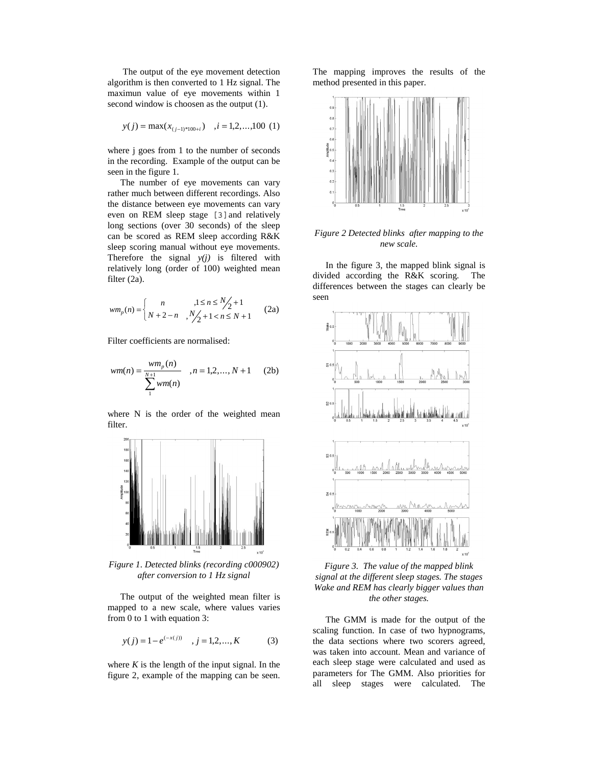The output of the eye movement detection algorithm is then converted to 1 Hz signal. The maximun value of eye movements within 1 second window is choosen as the output (1).

$$y(j) = \max(x_{(j-1)*100+i}) \quad , i = 1,2,\ldots,100 \quad (1)$$

where j goes from 1 to the number of seconds in the recording. Example of the output can be seen in the figure 1.

The number of eye movements can vary rather much between different recordings. Also the distance between eye movements can vary even on REM sleep stage [3] and relatively long sections (over 30 seconds) of the sleep can be scored as REM sleep according R&K sleep scoring manual without eye movements. Therefore the signal *y(j)* is filtered with relatively long (order of 100) weighted mean filter (2a).

$$wm_p(n) = \begin{cases} n & ,1 \le n \le N/2 + 1 \\ N + 2 - n & ,N/2 + 1 < n \le N + 1 \end{cases} \quad (2a)$$

Filter coefficients are normalised:

$$wm(n) = \frac{wm_p(n)}{\sum_{1}^{N+1} wm(n)} \quad ,n = 1,2,\ldots,N+1 \quad (2b)$$

where N is the order of the weighted mean filter.

*Figure 1. Detected blinks (recording c000902) after conversion to 1 Hz signal*

The output of the weighted mean filter is mapped to a new scale, where values varies from 0 to 1 with equation 3:

$$y(j) = 1 - e^{(-x(j))} \quad , j = 1,2,\ldots,K \quad (3)$$

where *K* is the length of the input signal. In the figure 2, example of the mapping can be seen. The mapping improves the results of the method presented in this paper.

*Figure 2 Detected blinks after mapping to the new scale.*

In the figure 3, the mapped blink signal is divided according the R&K scoring. The differences between the stages can clearly be seen

*Figure 3. The value of the mapped blink signal at the different sleep stages. The stages Wake and REM has clearly bigger values than the other stages.*

The GMM is made for the output of the scaling function. In case of two hypnograms, the data sections where two scorers agreed, was taken into account. Mean and variance of each sleep stage were calculated and used as parameters for The GMM. Also priorities for all sleep stages were calculated. The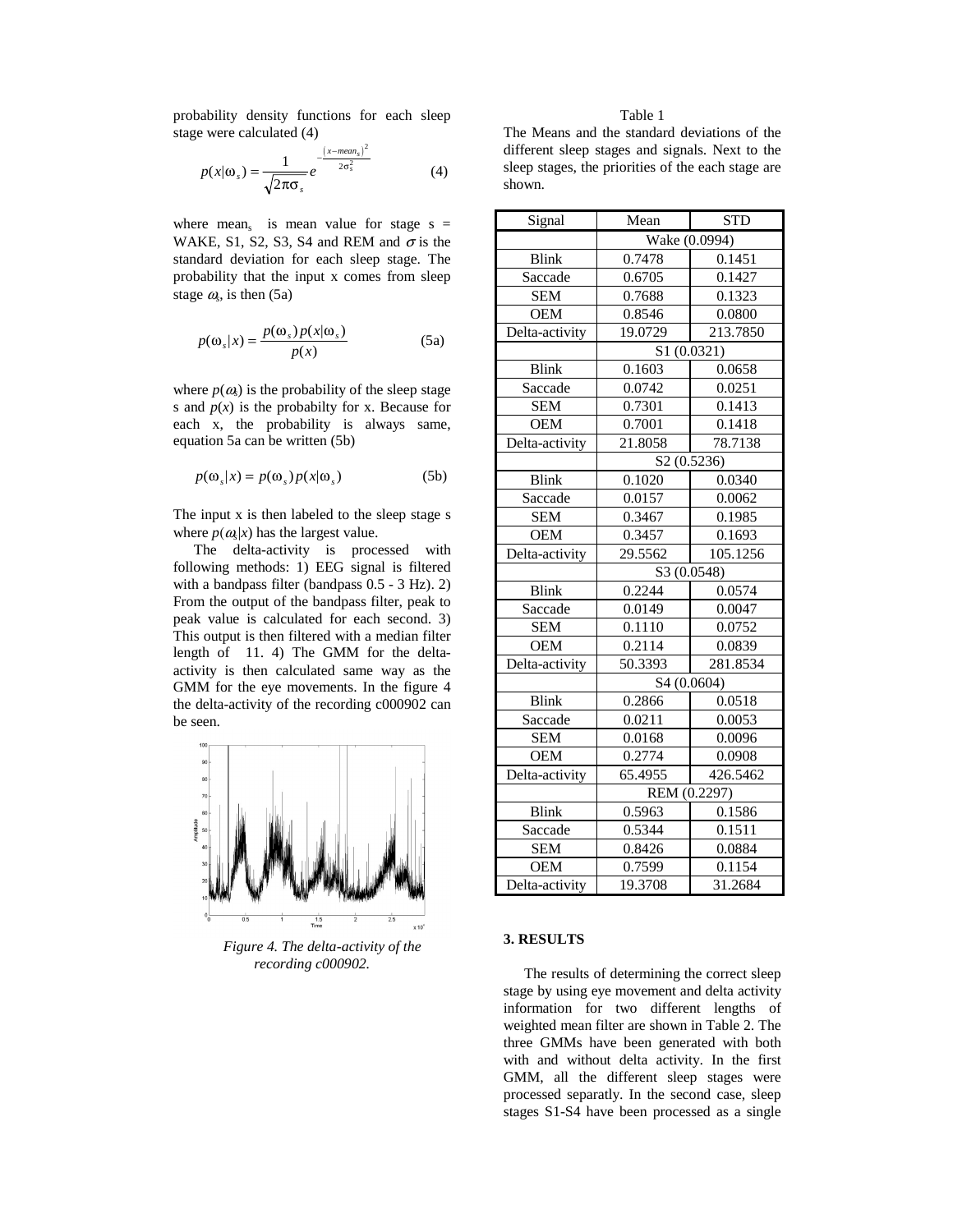probability density functions for each sleep stage were calculated (4)

$$p(x|\omega_s) = \frac{1}{\sqrt{2\pi}\sigma_s} e^{-\frac{(x-mean_s)^2}{2\sigma_s^2}} \quad (4)$$

where $mean_s$ is mean value for stage s = WAKE, S1, S2, S3, S4 and REM and $\sigma$ is the standard deviation for each sleep stage. The probability that the input x comes from sleep stage $\omega_s$, is then (5a)

$$p(\omega_s|x) = \frac{p(\omega_s)\, p(x|\omega_s)}{p(x)} \quad (5a)$$

where $p(\omega_s)$ is the probability of the sleep stage s and $p(x)$ is the probabilty for x. Because for each x, the probability is always same, equation 5a can be written (5b)

$$p(\omega_s|x) = p(\omega_s)\, p(x|\omega_s) \quad (5b)$$

The input x is then labeled to the sleep stage s where $p(\omega_s|x)$ has the largest value.

The delta-activity is processed with following methods: 1) EEG signal is filtered with a bandpass filter (bandpass 0.5 - 3 Hz). 2) From the output of the bandpass filter, peak to peak value is calculated for each second. 3) This output is then filtered with a median filter length of 11. 4) The GMM for the delta-activity is then calculated same way as the GMM for the eye movements. In the figure 4 the delta-activity of the recording c000902 can be seen.

*Figure 4. The delta-activity of the recording c000902.*

Table 1
The Means and the standard deviations of the different sleep stages and signals. Next to the sleep stages, the priorities of the each stage are shown.

| Signal | Mean | STD |
|---|---|---|
| | Wake (0.0994) | |
| Blink | 0.7478 | 0.1451 |
| Saccade | 0.6705 | 0.1427 |
| SEM | 0.7688 | 0.1323 |
| OEM | 0.8546 | 0.0800 |
| Delta-activity | 19.0729 | 213.7850 |
| | S1 (0.0321) | |
| Blink | 0.1603 | 0.0658 |
| Saccade | 0.0742 | 0.0251 |
| SEM | 0.7301 | 0.1413 |
| OEM | 0.7001 | 0.1418 |
| Delta-activity | 21.8058 | 78.7138 |
| | S2 (0.5236) | |
| Blink | 0.1020 | 0.0340 |
| Saccade | 0.0157 | 0.0062 |
| SEM | 0.3467 | 0.1985 |
| OEM | 0.3457 | 0.1693 |
| Delta-activity | 29.5562 | 105.1256 |
| | S3 (0.0548) | |
| Blink | 0.2244 | 0.0574 |
| Saccade | 0.0149 | 0.0047 |
| SEM | 0.1110 | 0.0752 |
| OEM | 0.2114 | 0.0839 |
| Delta-activity | 50.3393 | 281.8534 |
| | S4 (0.0604) | |
| Blink | 0.2866 | 0.0518 |
| Saccade | 0.0211 | 0.0053 |
| SEM | 0.0168 | 0.0096 |
| OEM | 0.2774 | 0.0908 |
| Delta-activity | 65.4955 | 426.5462 |
| | REM (0.2297) | |
| Blink | 0.5963 | 0.1586 |
| Saccade | 0.5344 | 0.1511 |
| SEM | 0.8426 | 0.0884 |
| OEM | 0.7599 | 0.1154 |
| Delta-activity | 19.3708 | 31.2684 |

## 3. RESULTS

The results of determining the correct sleep stage by using eye movement and delta activity information for two different lengths of weighted mean filter are shown in Table 2. The three GMMs have been generated with both with and without delta activity. In the first GMM, all the different sleep stages were processed separatly. In the second case, sleep stages S1-S4 have been processed as a single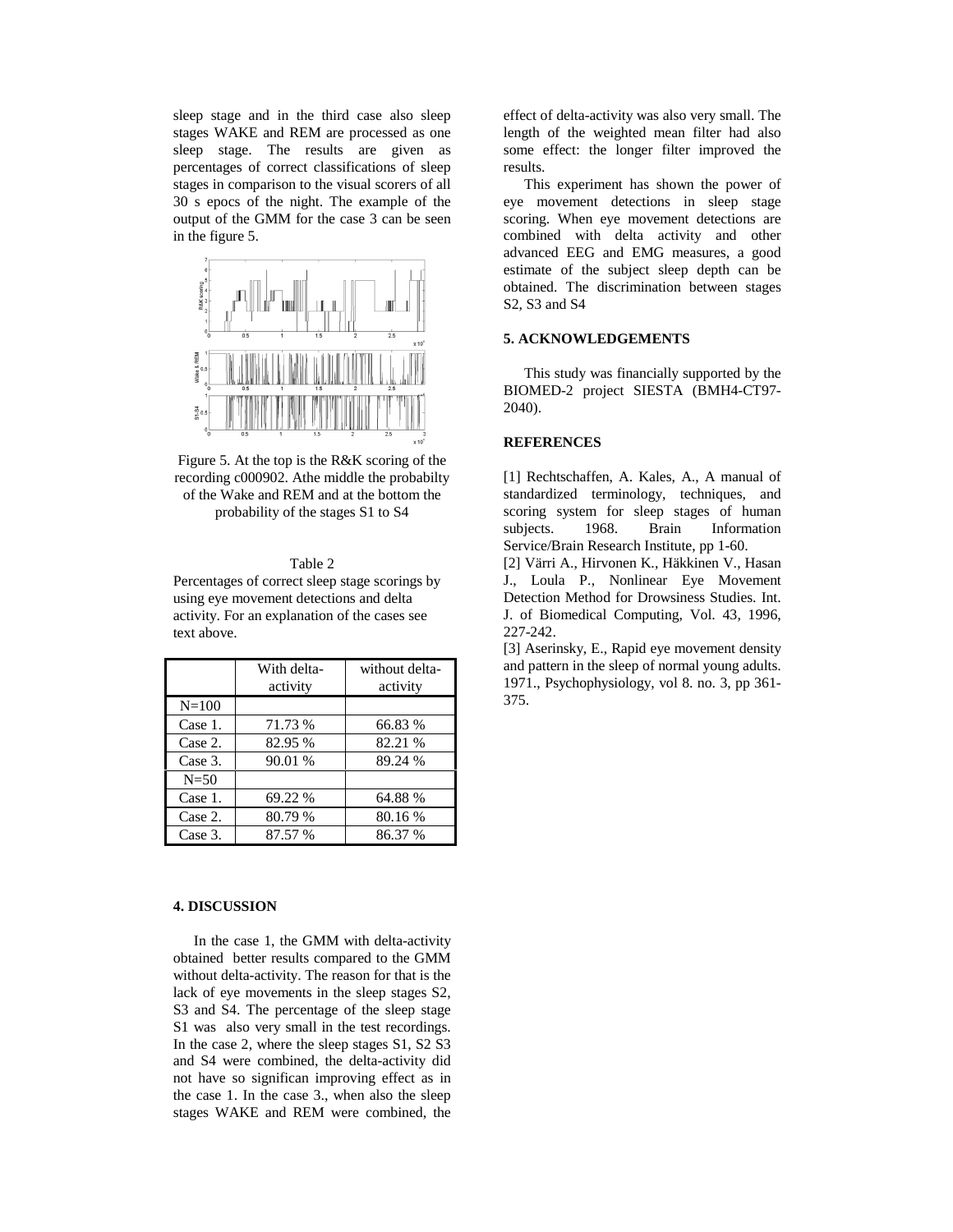sleep stage and in the third case also sleep stages WAKE and REM are processed as one sleep stage. The results are given as percentages of correct classifications of sleep stages in comparison to the visual scorers of all 30 s epocs of the night. The example of the output of the GMM for the case 3 can be seen in the figure 5.

R&K scoring

Wake & REM

S1-S4

x 10⁴

Figure 5. At the top is the R&K scoring of the recording c000902. Athe middle the probabilty of the Wake and REM and at the bottom the probability of the stages S1 to S4

Table 2
Percentages of correct sleep stage scorings by using eye movement detections and delta activity. For an explanation of the cases see text above.

| | With delta-activity | without delta-activity |
|---|---|---|
| N=100 | | |
| Case 1. | 71.73 % | 66.83 % |
| Case 2. | 82.95 % | 82.21 % |
| Case 3. | 90.01 % | 89.24 % |
| N=50 | | |
| Case 1. | 69.22 % | 64.88 % |
| Case 2. | 80.79 % | 80.16 % |
| Case 3. | 87.57 % | 86.37 % |

## 4. DISCUSSION

In the case 1, the GMM with delta-activity obtained better results compared to the GMM without delta-activity. The reason for that is the lack of eye movements in the sleep stages S2, S3 and S4. The percentage of the sleep stage S1 was also very small in the test recordings. In the case 2, where the sleep stages S1, S2 S3 and S4 were combined, the delta-activity did not have so significan improving effect as in the case 1. In the case 3., when also the sleep stages WAKE and REM were combined, the effect of delta-activity was also very small. The length of the weighted mean filter had also some effect: the longer filter improved the results.

This experiment has shown the power of eye movement detections in sleep stage scoring. When eye movement detections are combined with delta activity and other advanced EEG and EMG measures, a good estimate of the subject sleep depth can be obtained. The discrimination between stages S2, S3 and S4

## 5. ACKNOWLEDGEMENTS

This study was financially supported by the BIOMED-2 project SIESTA (BMH4-CT97-2040).

## REFERENCES

[1] Rechtschaffen, A. Kales, A., A manual of standardized terminology, techniques, and scoring system for sleep stages of human subjects. 1968. Brain Information Service/Brain Research Institute, pp 1-60.

[2] Värri A., Hirvonen K., Häkkinen V., Hasan J., Loula P., Nonlinear Eye Movement Detection Method for Drowsiness Studies. Int. J. of Biomedical Computing, Vol. 43, 1996, 227-242.

[3] Aserinsky, E., Rapid eye movement density and pattern in the sleep of normal young adults. 1971., Psychophysiology, vol 8. no. 3, pp 361-375.